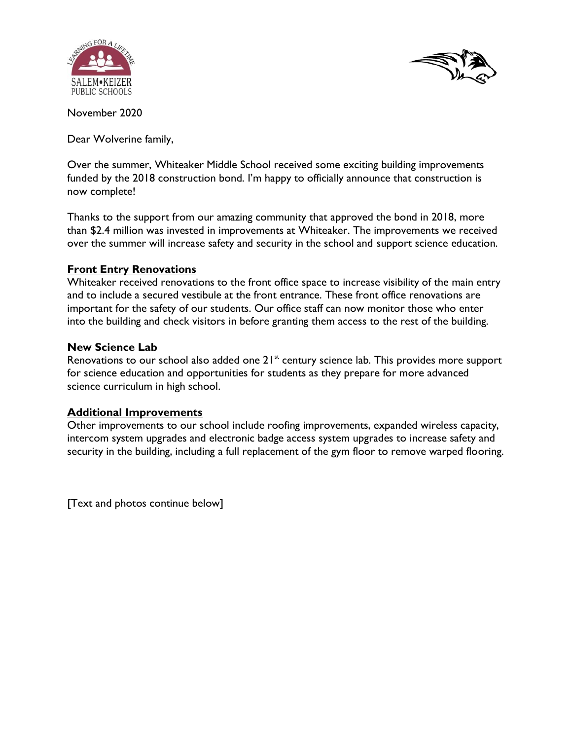November 2020

Dear Wolverine family,

Over the summer, Whiteaker Middle School received some exciting building improvements funded by the 2018 construction bond. I'm happy to officially announce that construction is now complete!

Thanks to the support from our amazing community that approved the bond in 2018, more than $2.4 million was invested in improvements at Whiteaker. The improvements we received over the summer will increase safety and security in the school and support science education.

**Front Entry Renovations**

Whiteaker received renovations to the front office space to increase visibility of the main entry and to include a secured vestibule at the front entrance. These front office renovations are important for the safety of our students. Our office staff can now monitor those who enter into the building and check visitors in before granting them access to the rest of the building.

**New Science Lab**

Renovations to our school also added one 21st century science lab. This provides more support for science education and opportunities for students as they prepare for more advanced science curriculum in high school.

**Additional Improvements**

Other improvements to our school include roofing improvements, expanded wireless capacity, intercom system upgrades and electronic badge access system upgrades to increase safety and security in the building, including a full replacement of the gym floor to remove warped flooring.

[Text and photos continue below]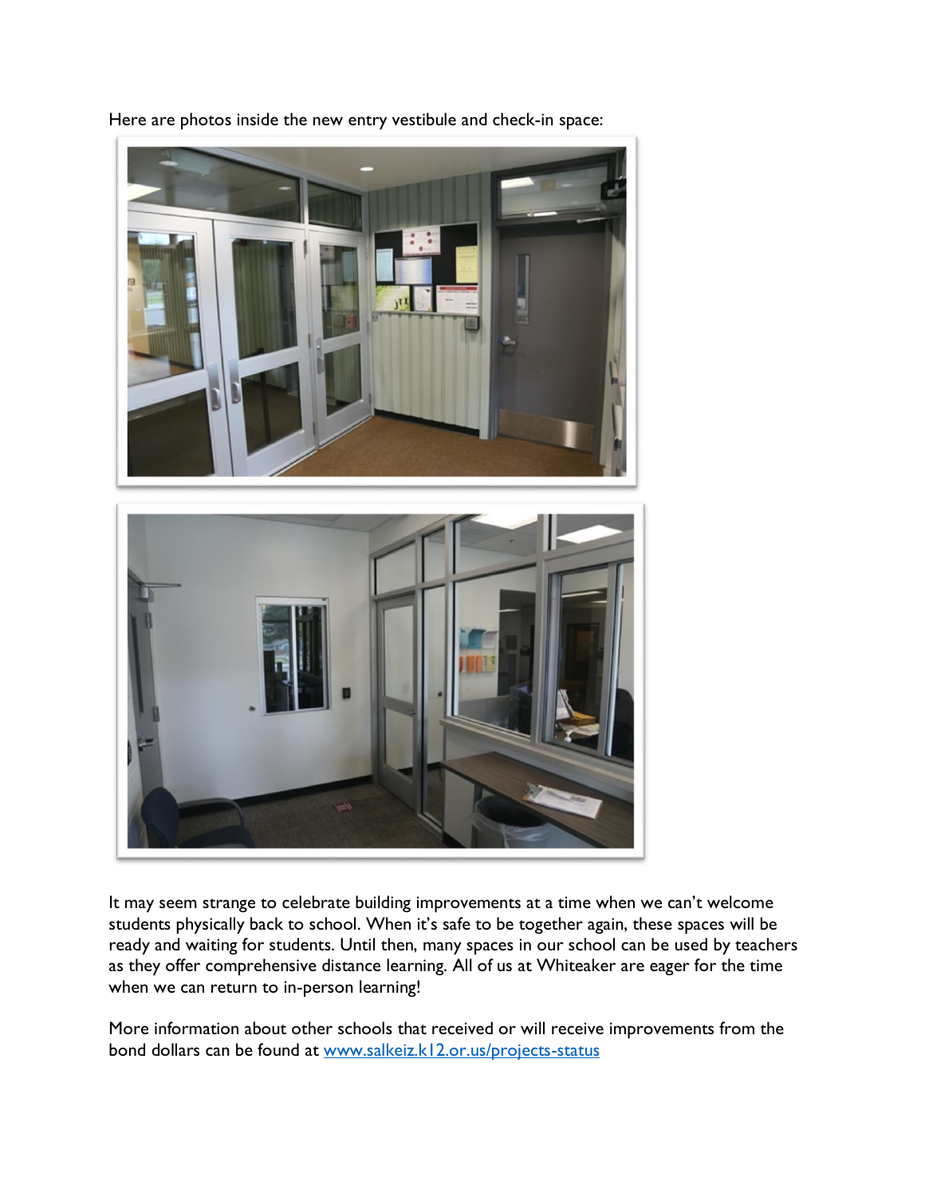Here are photos inside the new entry vestibule and check-in space:

It may seem strange to celebrate building improvements at a time when we can't welcome students physically back to school. When it's safe to be together again, these spaces will be ready and waiting for students. Until then, many spaces in our school can be used by teachers as they offer comprehensive distance learning. All of us at Whiteaker are eager for the time when we can return to in-person learning!

More information about other schools that received or will receive improvements from the bond dollars can be found at [www.salkeiz.k12.or.us/projects-status](http://www.salkeiz.k12.or.us/projects-status)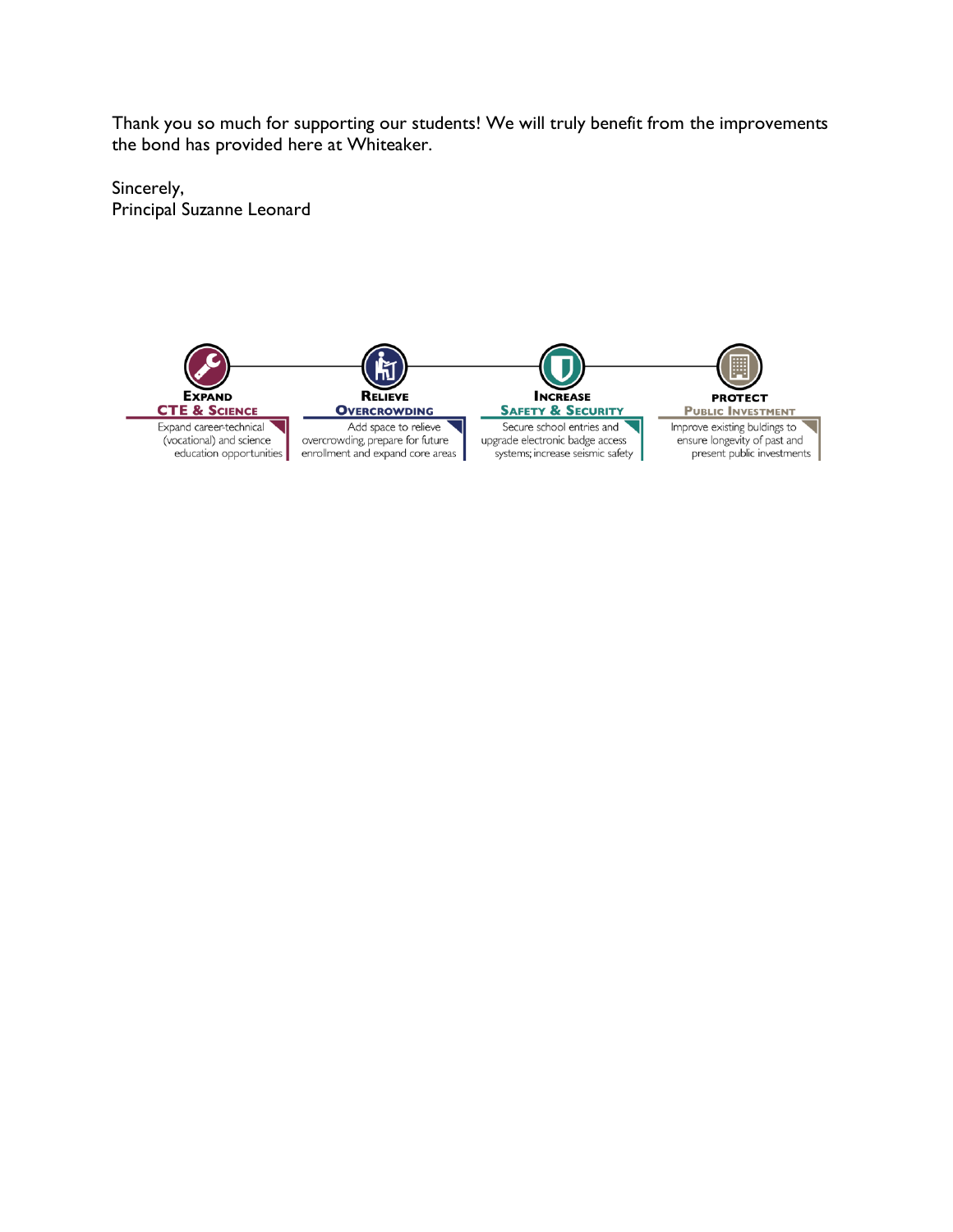Thank you so much for supporting our students! We will truly benefit from the improvements the bond has provided here at Whiteaker.

Sincerely,
Principal Suzanne Leonard

**Expand**
**CTE & Science**
Expand career-technical (vocational) and science education opportunities

**Relieve**
**Overcrowding**
Add space to relieve overcrowding, prepare for future enrollment and expand core areas

**Increase**
**Safety & Security**
Secure school entries and upgrade electronic badge access systems; increase seismic safety

**Protect**
**Public Investment**
Improve existing buildings to ensure longevity of past and present public investments